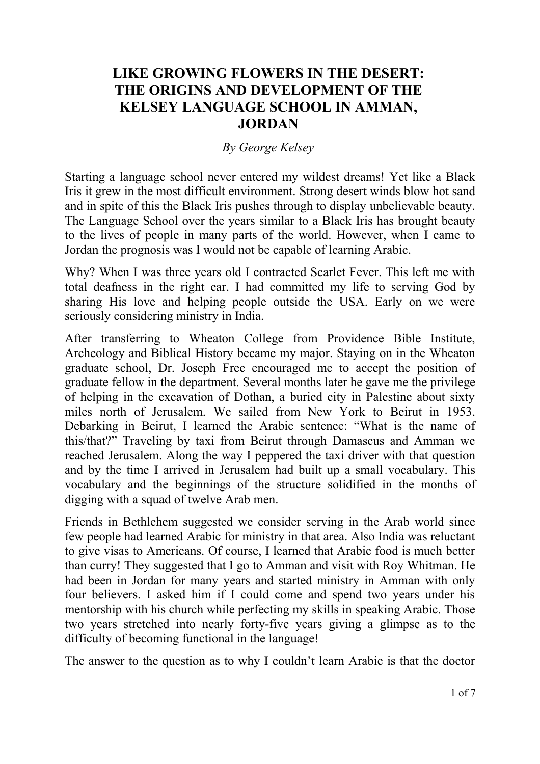# LIKE GROWING FLOWERS IN THE DESERT: THE ORIGINS AND DEVELOPMENT OF THE KELSEY LANGUAGE SCHOOL IN AMMAN, JORDAN

*By George Kelsey*

Starting a language school never entered my wildest dreams! Yet like a Black Iris it grew in the most difficult environment. Strong desert winds blow hot sand and in spite of this the Black Iris pushes through to display unbelievable beauty. The Language School over the years similar to a Black Iris has brought beauty to the lives of people in many parts of the world. However, when I came to Jordan the prognosis was I would not be capable of learning Arabic.

Why? When I was three years old I contracted Scarlet Fever. This left me with total deafness in the right ear. I had committed my life to serving God by sharing His love and helping people outside the USA. Early on we were seriously considering ministry in India.

After transferring to Wheaton College from Providence Bible Institute, Archeology and Biblical History became my major. Staying on in the Wheaton graduate school, Dr. Joseph Free encouraged me to accept the position of graduate fellow in the department. Several months later he gave me the privilege of helping in the excavation of Dothan, a buried city in Palestine about sixty miles north of Jerusalem. We sailed from New York to Beirut in 1953. Debarking in Beirut, I learned the Arabic sentence: "What is the name of this/that?" Traveling by taxi from Beirut through Damascus and Amman we reached Jerusalem. Along the way I peppered the taxi driver with that question and by the time I arrived in Jerusalem had built up a small vocabulary. This vocabulary and the beginnings of the structure solidified in the months of digging with a squad of twelve Arab men.

Friends in Bethlehem suggested we consider serving in the Arab world since few people had learned Arabic for ministry in that area. Also India was reluctant to give visas to Americans. Of course, I learned that Arabic food is much better than curry! They suggested that I go to Amman and visit with Roy Whitman. He had been in Jordan for many years and started ministry in Amman with only four believers. I asked him if I could come and spend two years under his mentorship with his church while perfecting my skills in speaking Arabic. Those two years stretched into nearly forty-five years giving a glimpse as to the difficulty of becoming functional in the language!

The answer to the question as to why I couldn't learn Arabic is that the doctor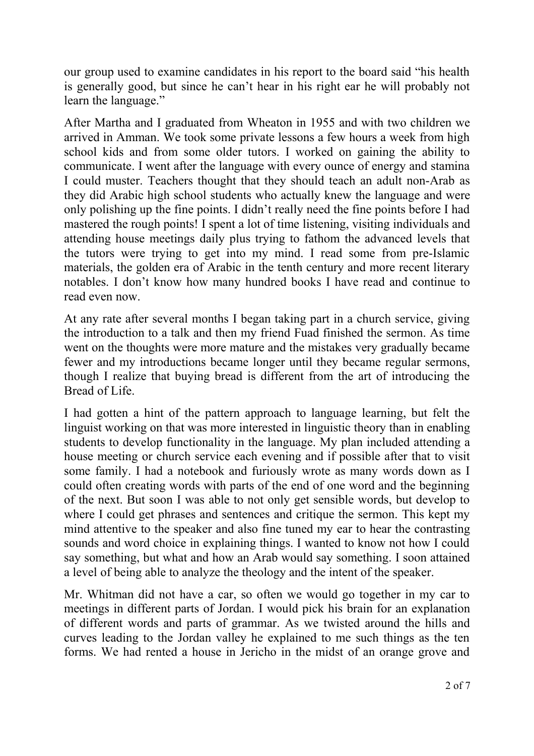our group used to examine candidates in his report to the board said "his health is generally good, but since he can't hear in his right ear he will probably not learn the language."

After Martha and I graduated from Wheaton in 1955 and with two children we arrived in Amman. We took some private lessons a few hours a week from high school kids and from some older tutors. I worked on gaining the ability to communicate. I went after the language with every ounce of energy and stamina I could muster. Teachers thought that they should teach an adult non-Arab as they did Arabic high school students who actually knew the language and were only polishing up the fine points. I didn't really need the fine points before I had mastered the rough points! I spent a lot of time listening, visiting individuals and attending house meetings daily plus trying to fathom the advanced levels that the tutors were trying to get into my mind. I read some from pre-Islamic materials, the golden era of Arabic in the tenth century and more recent literary notables. I don't know how many hundred books I have read and continue to read even now.

At any rate after several months I began taking part in a church service, giving the introduction to a talk and then my friend Fuad finished the sermon. As time went on the thoughts were more mature and the mistakes very gradually became fewer and my introductions became longer until they became regular sermons, though I realize that buying bread is different from the art of introducing the Bread of Life.

I had gotten a hint of the pattern approach to language learning, but felt the linguist working on that was more interested in linguistic theory than in enabling students to develop functionality in the language. My plan included attending a house meeting or church service each evening and if possible after that to visit some family. I had a notebook and furiously wrote as many words down as I could often creating words with parts of the end of one word and the beginning of the next. But soon I was able to not only get sensible words, but develop to where I could get phrases and sentences and critique the sermon. This kept my mind attentive to the speaker and also fine tuned my ear to hear the contrasting sounds and word choice in explaining things. I wanted to know not how I could say something, but what and how an Arab would say something. I soon attained a level of being able to analyze the theology and the intent of the speaker.

Mr. Whitman did not have a car, so often we would go together in my car to meetings in different parts of Jordan. I would pick his brain for an explanation of different words and parts of grammar. As we twisted around the hills and curves leading to the Jordan valley he explained to me such things as the ten forms. We had rented a house in Jericho in the midst of an orange grove and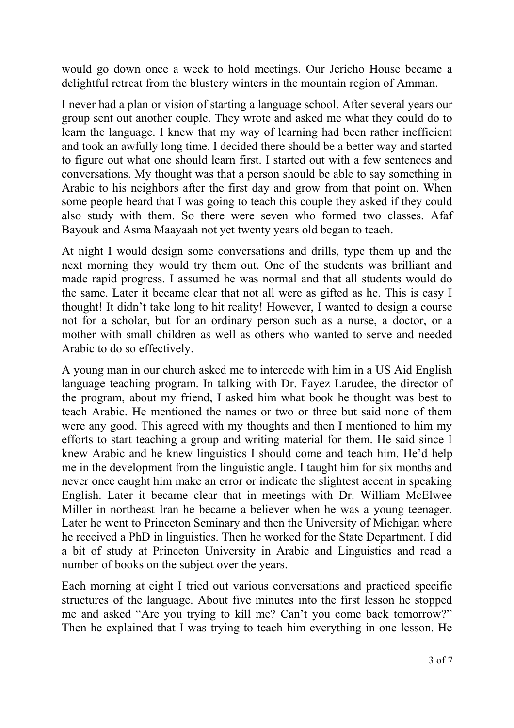would go down once a week to hold meetings. Our Jericho House became a delightful retreat from the blustery winters in the mountain region of Amman.

I never had a plan or vision of starting a language school. After several years our group sent out another couple. They wrote and asked me what they could do to learn the language. I knew that my way of learning had been rather inefficient and took an awfully long time. I decided there should be a better way and started to figure out what one should learn first. I started out with a few sentences and conversations. My thought was that a person should be able to say something in Arabic to his neighbors after the first day and grow from that point on. When some people heard that I was going to teach this couple they asked if they could also study with them. So there were seven who formed two classes. Afaf Bayouk and Asma Maayaah not yet twenty years old began to teach.

At night I would design some conversations and drills, type them up and the next morning they would try them out. One of the students was brilliant and made rapid progress. I assumed he was normal and that all students would do the same. Later it became clear that not all were as gifted as he. This is easy I thought! It didn't take long to hit reality! However, I wanted to design a course not for a scholar, but for an ordinary person such as a nurse, a doctor, or a mother with small children as well as others who wanted to serve and needed Arabic to do so effectively.

A young man in our church asked me to intercede with him in a US Aid English language teaching program. In talking with Dr. Fayez Larudee, the director of the program, about my friend, I asked him what book he thought was best to teach Arabic. He mentioned the names or two or three but said none of them were any good. This agreed with my thoughts and then I mentioned to him my efforts to start teaching a group and writing material for them. He said since I knew Arabic and he knew linguistics I should come and teach him. He'd help me in the development from the linguistic angle. I taught him for six months and never once caught him make an error or indicate the slightest accent in speaking English. Later it became clear that in meetings with Dr. William McElwee Miller in northeast Iran he became a believer when he was a young teenager. Later he went to Princeton Seminary and then the University of Michigan where he received a PhD in linguistics. Then he worked for the State Department. I did a bit of study at Princeton University in Arabic and Linguistics and read a number of books on the subject over the years.

Each morning at eight I tried out various conversations and practiced specific structures of the language. About five minutes into the first lesson he stopped me and asked "Are you trying to kill me? Can't you come back tomorrow?" Then he explained that I was trying to teach him everything in one lesson. He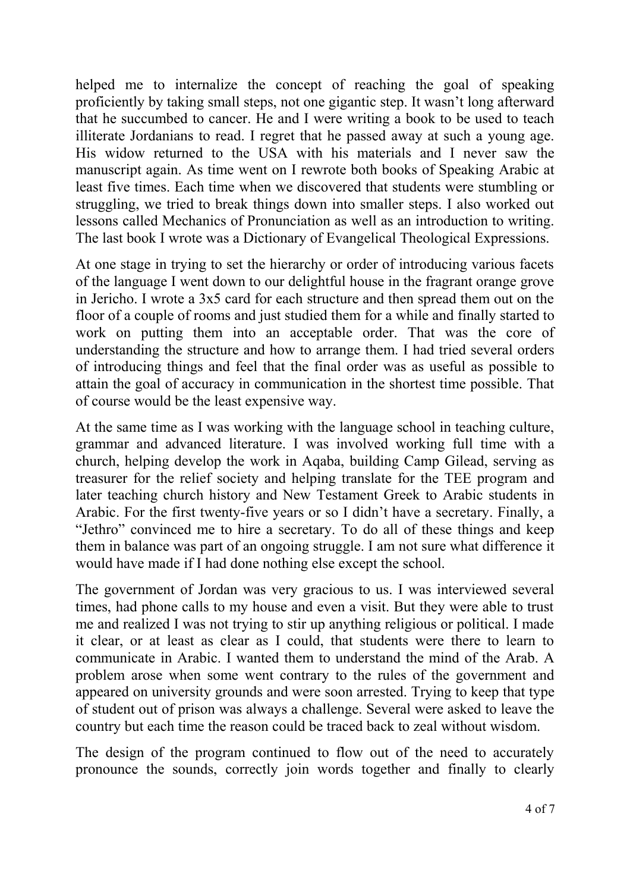helped me to internalize the concept of reaching the goal of speaking proficiently by taking small steps, not one gigantic step. It wasn't long afterward that he succumbed to cancer. He and I were writing a book to be used to teach illiterate Jordanians to read. I regret that he passed away at such a young age. His widow returned to the USA with his materials and I never saw the manuscript again. As time went on I rewrote both books of Speaking Arabic at least five times. Each time when we discovered that students were stumbling or struggling, we tried to break things down into smaller steps. I also worked out lessons called Mechanics of Pronunciation as well as an introduction to writing. The last book I wrote was a Dictionary of Evangelical Theological Expressions.

At one stage in trying to set the hierarchy or order of introducing various facets of the language I went down to our delightful house in the fragrant orange grove in Jericho. I wrote a 3x5 card for each structure and then spread them out on the floor of a couple of rooms and just studied them for a while and finally started to work on putting them into an acceptable order. That was the core of understanding the structure and how to arrange them. I had tried several orders of introducing things and feel that the final order was as useful as possible to attain the goal of accuracy in communication in the shortest time possible. That of course would be the least expensive way.

At the same time as I was working with the language school in teaching culture, grammar and advanced literature. I was involved working full time with a church, helping develop the work in Aqaba, building Camp Gilead, serving as treasurer for the relief society and helping translate for the TEE program and later teaching church history and New Testament Greek to Arabic students in Arabic. For the first twenty-five years or so I didn't have a secretary. Finally, a "Jethro" convinced me to hire a secretary. To do all of these things and keep them in balance was part of an ongoing struggle. I am not sure what difference it would have made if I had done nothing else except the school.

The government of Jordan was very gracious to us. I was interviewed several times, had phone calls to my house and even a visit. But they were able to trust me and realized I was not trying to stir up anything religious or political. I made it clear, or at least as clear as I could, that students were there to learn to communicate in Arabic. I wanted them to understand the mind of the Arab. A problem arose when some went contrary to the rules of the government and appeared on university grounds and were soon arrested. Trying to keep that type of student out of prison was always a challenge. Several were asked to leave the country but each time the reason could be traced back to zeal without wisdom.

The design of the program continued to flow out of the need to accurately pronounce the sounds, correctly join words together and finally to clearly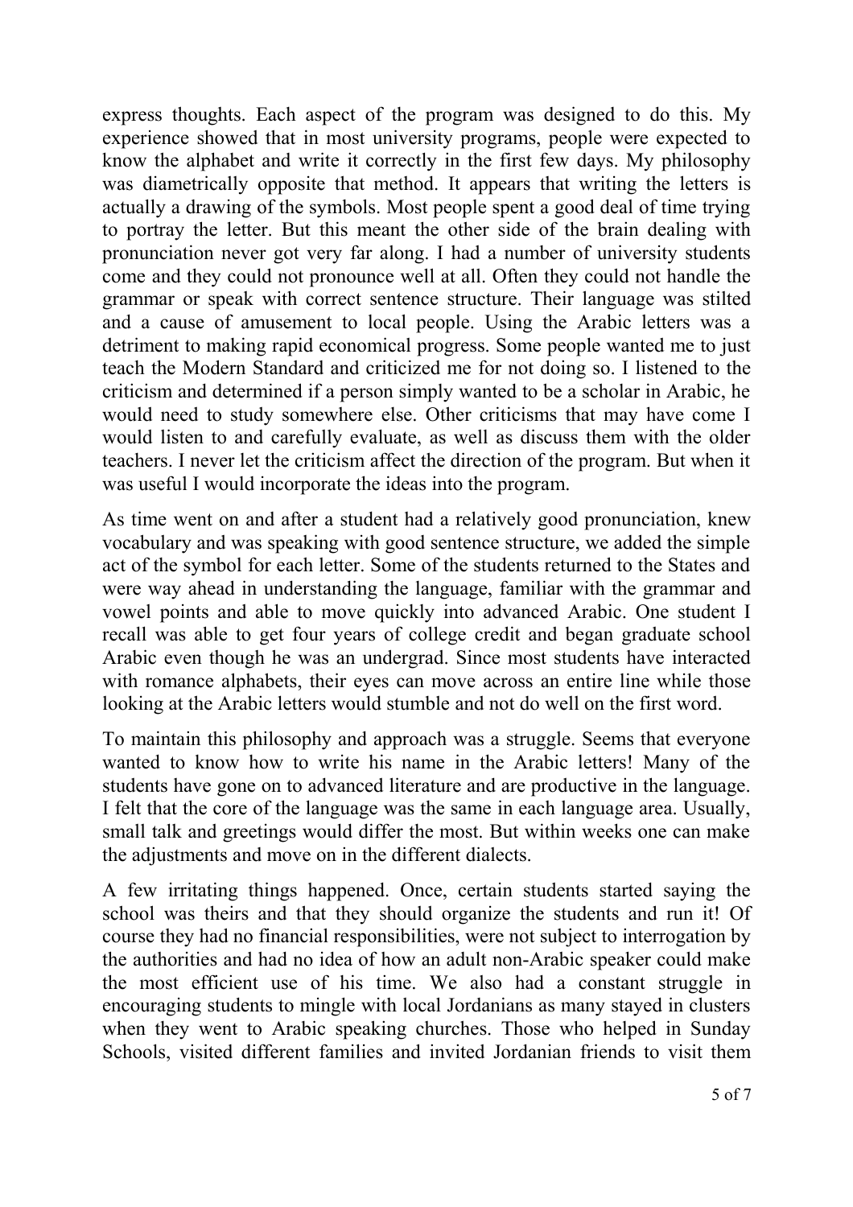express thoughts. Each aspect of the program was designed to do this. My experience showed that in most university programs, people were expected to know the alphabet and write it correctly in the first few days. My philosophy was diametrically opposite that method. It appears that writing the letters is actually a drawing of the symbols. Most people spent a good deal of time trying to portray the letter. But this meant the other side of the brain dealing with pronunciation never got very far along. I had a number of university students come and they could not pronounce well at all. Often they could not handle the grammar or speak with correct sentence structure. Their language was stilted and a cause of amusement to local people. Using the Arabic letters was a detriment to making rapid economical progress. Some people wanted me to just teach the Modern Standard and criticized me for not doing so. I listened to the criticism and determined if a person simply wanted to be a scholar in Arabic, he would need to study somewhere else. Other criticisms that may have come I would listen to and carefully evaluate, as well as discuss them with the older teachers. I never let the criticism affect the direction of the program. But when it was useful I would incorporate the ideas into the program.

As time went on and after a student had a relatively good pronunciation, knew vocabulary and was speaking with good sentence structure, we added the simple act of the symbol for each letter. Some of the students returned to the States and were way ahead in understanding the language, familiar with the grammar and vowel points and able to move quickly into advanced Arabic. One student I recall was able to get four years of college credit and began graduate school Arabic even though he was an undergrad. Since most students have interacted with romance alphabets, their eyes can move across an entire line while those looking at the Arabic letters would stumble and not do well on the first word.

To maintain this philosophy and approach was a struggle. Seems that everyone wanted to know how to write his name in the Arabic letters! Many of the students have gone on to advanced literature and are productive in the language. I felt that the core of the language was the same in each language area. Usually, small talk and greetings would differ the most. But within weeks one can make the adjustments and move on in the different dialects.

A few irritating things happened. Once, certain students started saying the school was theirs and that they should organize the students and run it! Of course they had no financial responsibilities, were not subject to interrogation by the authorities and had no idea of how an adult non-Arabic speaker could make the most efficient use of his time. We also had a constant struggle in encouraging students to mingle with local Jordanians as many stayed in clusters when they went to Arabic speaking churches. Those who helped in Sunday Schools, visited different families and invited Jordanian friends to visit them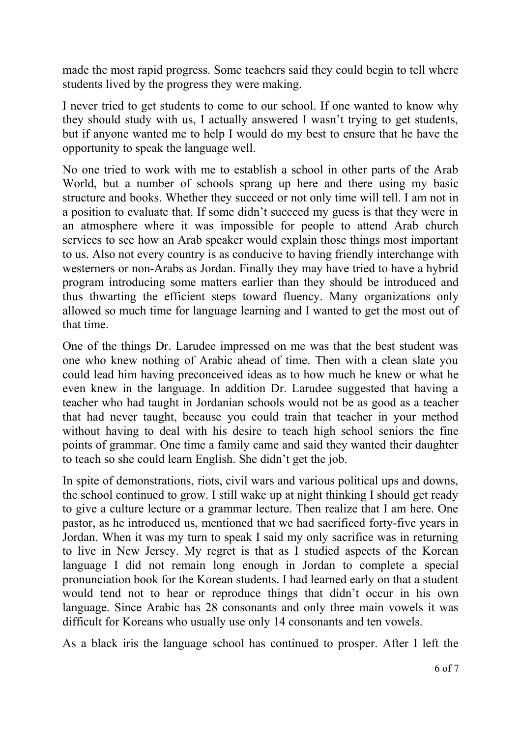made the most rapid progress. Some teachers said they could begin to tell where students lived by the progress they were making.

I never tried to get students to come to our school. If one wanted to know why they should study with us, I actually answered I wasn't trying to get students, but if anyone wanted me to help I would do my best to ensure that he have the opportunity to speak the language well.

No one tried to work with me to establish a school in other parts of the Arab World, but a number of schools sprang up here and there using my basic structure and books. Whether they succeed or not only time will tell. I am not in a position to evaluate that. If some didn't succeed my guess is that they were in an atmosphere where it was impossible for people to attend Arab church services to see how an Arab speaker would explain those things most important to us. Also not every country is as conducive to having friendly interchange with westerners or non-Arabs as Jordan. Finally they may have tried to have a hybrid program introducing some matters earlier than they should be introduced and thus thwarting the efficient steps toward fluency. Many organizations only allowed so much time for language learning and I wanted to get the most out of that time.

One of the things Dr. Larudee impressed on me was that the best student was one who knew nothing of Arabic ahead of time. Then with a clean slate you could lead him having preconceived ideas as to how much he knew or what he even knew in the language. In addition Dr. Larudee suggested that having a teacher who had taught in Jordanian schools would not be as good as a teacher that had never taught, because you could train that teacher in your method without having to deal with his desire to teach high school seniors the fine points of grammar. One time a family came and said they wanted their daughter to teach so she could learn English. She didn't get the job.

In spite of demonstrations, riots, civil wars and various political ups and downs, the school continued to grow. I still wake up at night thinking I should get ready to give a culture lecture or a grammar lecture. Then realize that I am here. One pastor, as he introduced us, mentioned that we had sacrificed forty-five years in Jordan. When it was my turn to speak I said my only sacrifice was in returning to live in New Jersey. My regret is that as I studied aspects of the Korean language I did not remain long enough in Jordan to complete a special pronunciation book for the Korean students. I had learned early on that a student would tend not to hear or reproduce things that didn't occur in his own language. Since Arabic has 28 consonants and only three main vowels it was difficult for Koreans who usually use only 14 consonants and ten vowels.

As a black iris the language school has continued to prosper. After I left the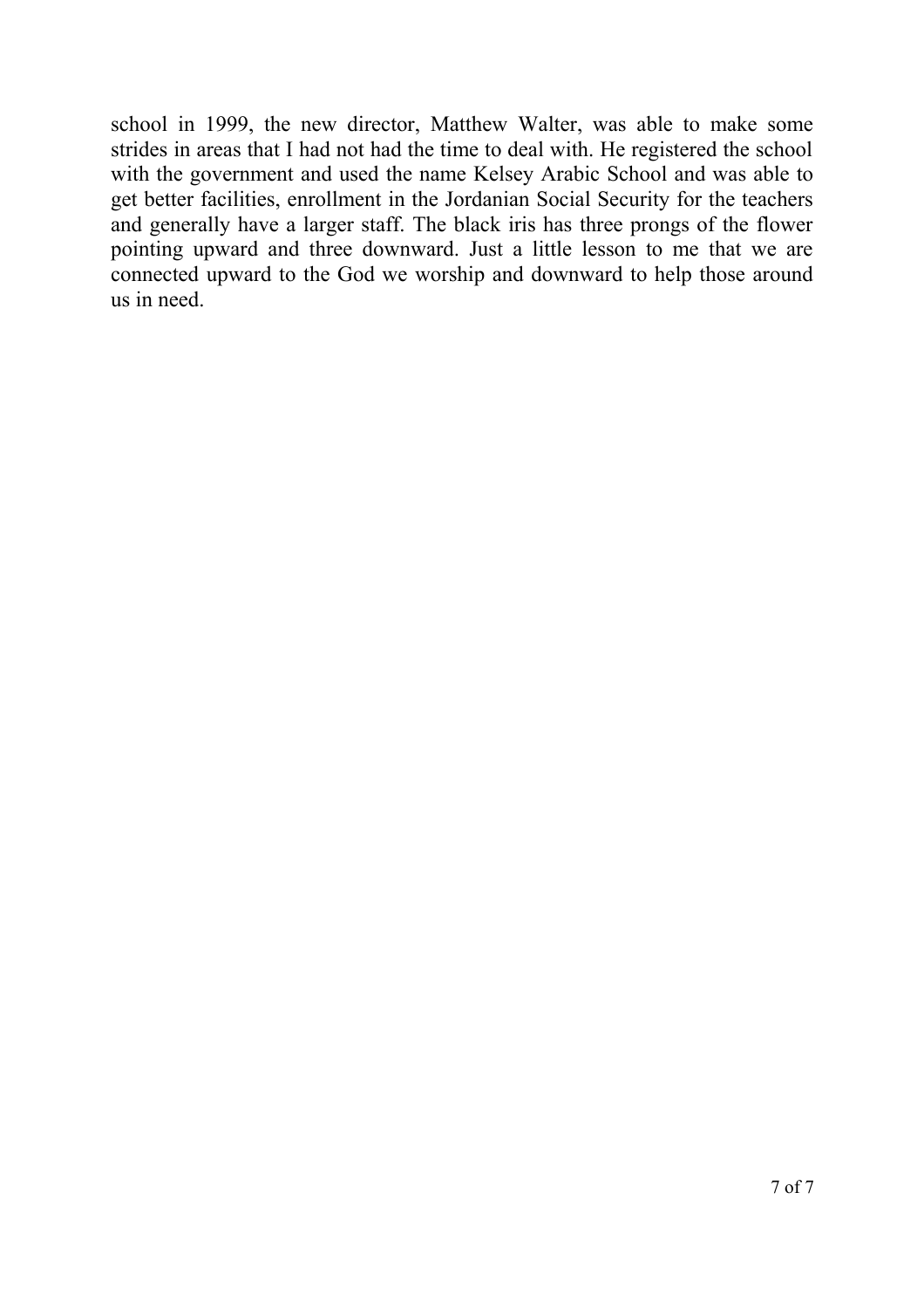school in 1999, the new director, Matthew Walter, was able to make some strides in areas that I had not had the time to deal with. He registered the school with the government and used the name Kelsey Arabic School and was able to get better facilities, enrollment in the Jordanian Social Security for the teachers and generally have a larger staff. The black iris has three prongs of the flower pointing upward and three downward. Just a little lesson to me that we are connected upward to the God we worship and downward to help those around us in need.